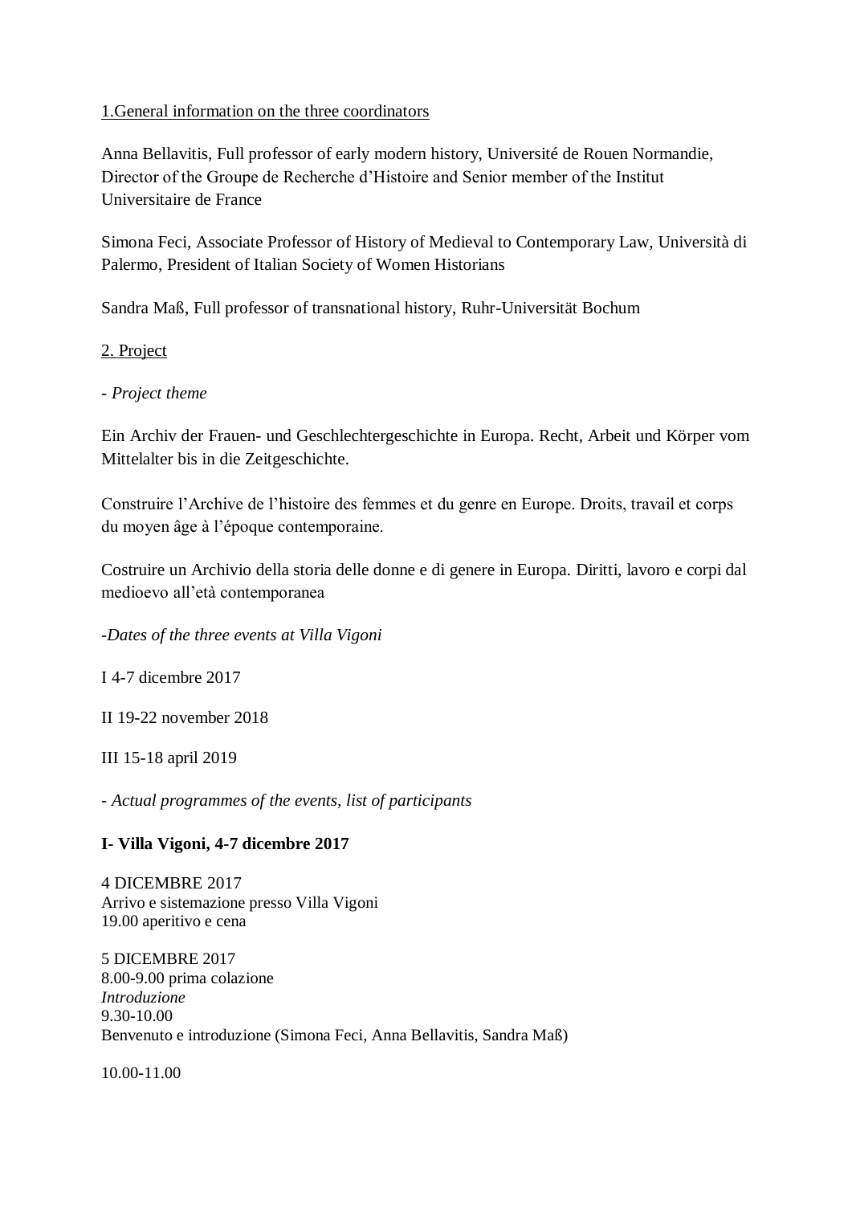1.General information on the three coordinators

Anna Bellavitis, Full professor of early modern history, Université de Rouen Normandie, Director of the Groupe de Recherche d'Histoire and Senior member of the Institut Universitaire de France

Simona Feci, Associate Professor of History of Medieval to Contemporary Law, Università di Palermo, President of Italian Society of Women Historians

Sandra Maß, Full professor of transnational history, Ruhr-Universität Bochum

2. Project

- *Project theme*

Ein Archiv der Frauen- und Geschlechtergeschichte in Europa. Recht, Arbeit und Körper vom Mittelalter bis in die Zeitgeschichte.

Construire l'Archive de l'histoire des femmes et du genre en Europe. Droits, travail et corps du moyen âge à l'époque contemporaine.

Costruire un Archivio della storia delle donne e di genere in Europa. Diritti, lavoro e corpi dal medioevo all'età contemporanea

-*Dates of the three events at Villa Vigoni*

I 4-7 dicembre 2017

II 19-22 november 2018

III 15-18 april 2019

- *Actual programmes of the events, list of participants*

**I- Villa Vigoni, 4-7 dicembre 2017**

4 DICEMBRE 2017
Arrivo e sistemazione presso Villa Vigoni
19.00 aperitivo e cena

5 DICEMBRE 2017
8.00-9.00 prima colazione
*Introduzione*
9.30-10.00
Benvenuto e introduzione (Simona Feci, Anna Bellavitis, Sandra Maß)

10.00-11.00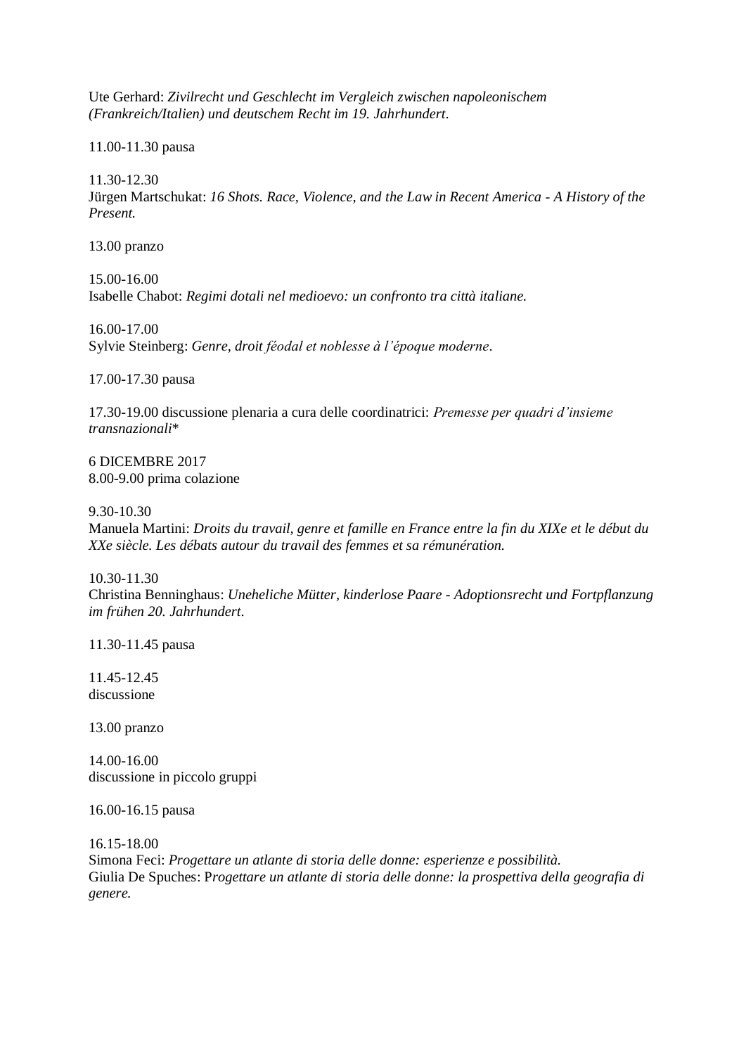Ute Gerhard: *Zivilrecht und Geschlecht im Vergleich zwischen napoleonischem (Frankreich/Italien) und deutschem Recht im 19. Jahrhundert*.

11.00-11.30 pausa

11.30-12.30
Jürgen Martschukat: *16 Shots. Race, Violence, and the Law in Recent America - A History of the Present.*

13.00 pranzo

15.00-16.00
Isabelle Chabot: *Regimi dotali nel medioevo: un confronto tra città italiane.*

16.00-17.00
Sylvie Steinberg: *Genre, droit féodal et noblesse à l'époque moderne*.

17.00-17.30 pausa

17.30-19.00 discussione plenaria a cura delle coordinatrici: *Premesse per quadri d'insieme transnazionali*\*

6 DICEMBRE 2017
8.00-9.00 prima colazione

9.30-10.30
Manuela Martini: *Droits du travail, genre et famille en France entre la fin du XIXe et le début du XXe siècle. Les débats autour du travail des femmes et sa rémunération.*

10.30-11.30
Christina Benninghaus: *Uneheliche Mütter, kinderlose Paare - Adoptionsrecht und Fortpflanzung im frühen 20. Jahrhundert*.

11.30-11.45 pausa

11.45-12.45
discussione

13.00 pranzo

14.00-16.00
discussione in piccolo gruppi

16.00-16.15 pausa

16.15-18.00
Simona Feci: *Progettare un atlante di storia delle donne: esperienze e possibilità.*
Giulia De Spuches: *Progettare un atlante di storia delle donne: la prospettiva della geografia di genere.*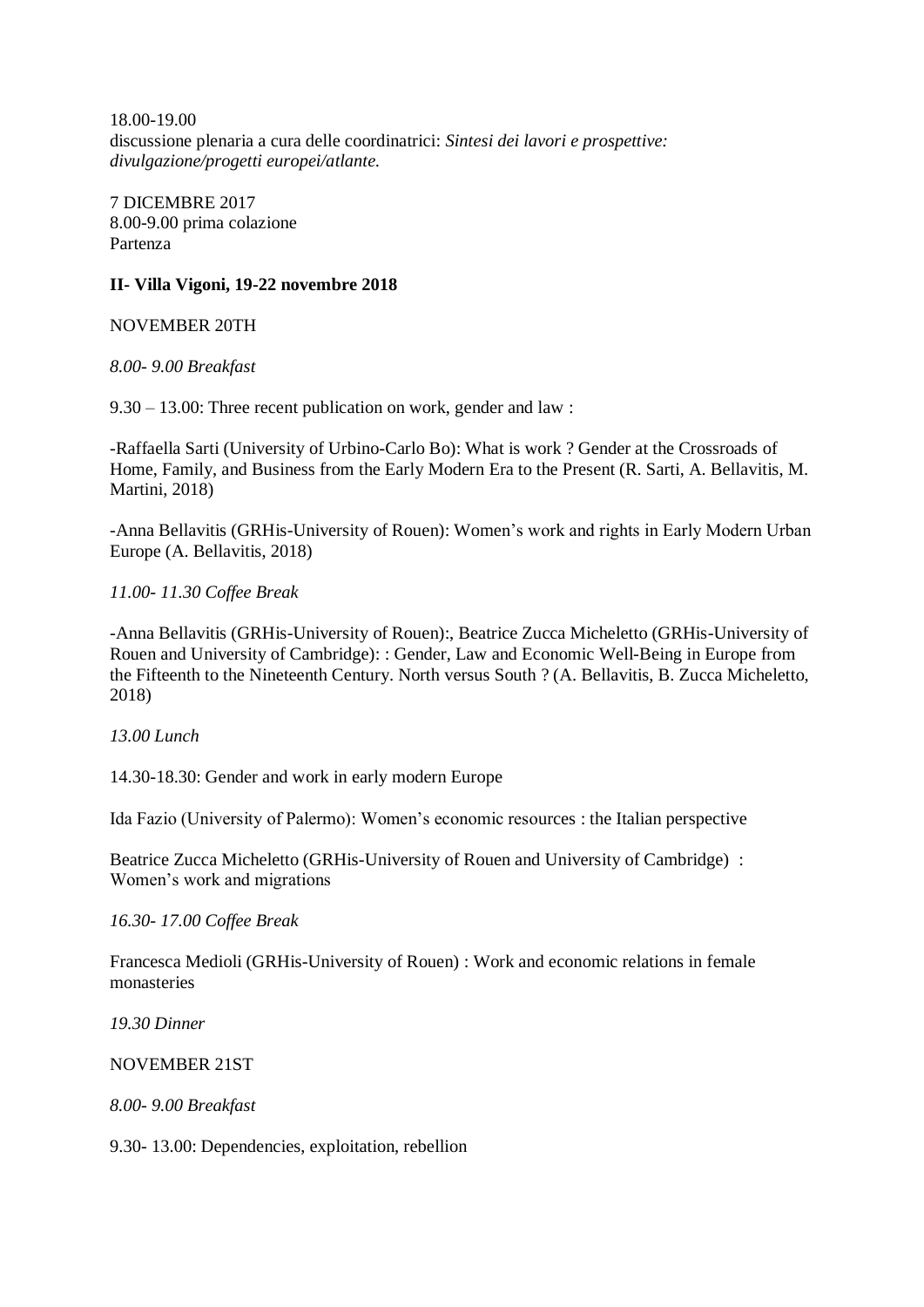18.00-19.00
discussione plenaria a cura delle coordinatrici: *Sintesi dei lavori e prospettive: divulgazione/progetti europei/atlante.*

7 DICEMBRE 2017
8.00-9.00 prima colazione
Partenza

**II- Villa Vigoni, 19-22 novembre 2018**

NOVEMBER 20TH

*8.00- 9.00 Breakfast*

9.30 – 13.00: Three recent publication on work, gender and law :

-Raffaella Sarti (University of Urbino-Carlo Bo): What is work ? Gender at the Crossroads of Home, Family, and Business from the Early Modern Era to the Present (R. Sarti, A. Bellavitis, M. Martini, 2018)

-Anna Bellavitis (GRHis-University of Rouen): Women's work and rights in Early Modern Urban Europe (A. Bellavitis, 2018)

*11.00- 11.30 Coffee Break*

-Anna Bellavitis (GRHis-University of Rouen):, Beatrice Zucca Micheletto (GRHis-University of Rouen and University of Cambridge): : Gender, Law and Economic Well-Being in Europe from the Fifteenth to the Nineteenth Century. North versus South ? (A. Bellavitis, B. Zucca Micheletto, 2018)

*13.00 Lunch*

14.30-18.30: Gender and work in early modern Europe

Ida Fazio (University of Palermo): Women's economic resources : the Italian perspective

Beatrice Zucca Micheletto (GRHis-University of Rouen and University of Cambridge) : Women's work and migrations

*16.30- 17.00 Coffee Break*

Francesca Medioli (GRHis-University of Rouen) : Work and economic relations in female monasteries

*19.30 Dinner*

NOVEMBER 21ST

*8.00- 9.00 Breakfast*

9.30- 13.00: Dependencies, exploitation, rebellion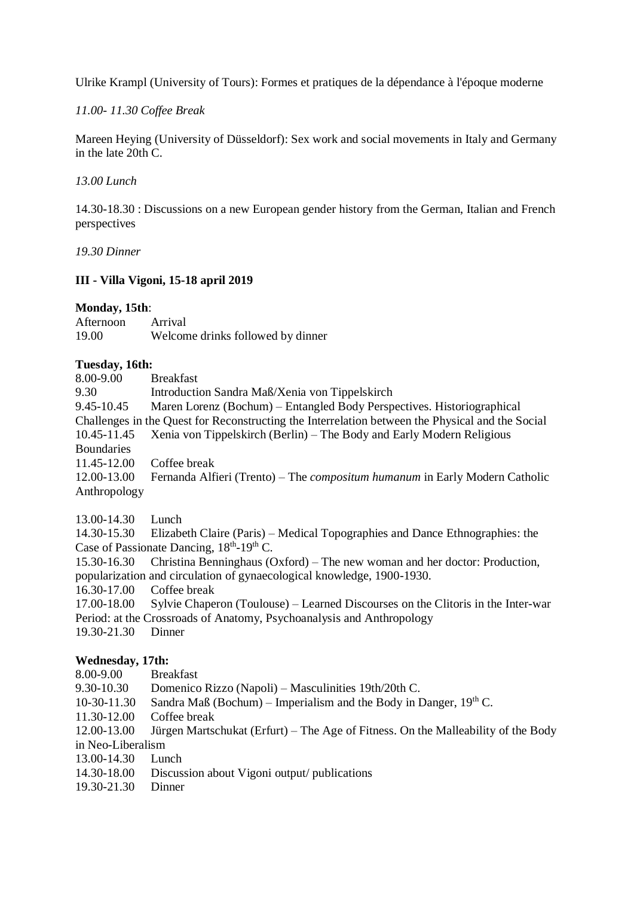Ulrike Krampl (University of Tours): Formes et pratiques de la dépendance à l'époque moderne

*11.00- 11.30 Coffee Break*

Mareen Heying (University of Düsseldorf): Sex work and social movements in Italy and Germany in the late 20th C.

*13.00 Lunch*

14.30-18.30 : Discussions on a new European gender history from the German, Italian and French perspectives

*19.30 Dinner*

### III - Villa Vigoni, 15-18 april 2019

**Monday, 15th**:

Afternoon Arrival
19.00 Welcome drinks followed by dinner

**Tuesday, 16th:**

8.00-9.00 Breakfast
9.30 Introduction Sandra Maß/Xenia von Tippelskirch
9.45-10.45 Maren Lorenz (Bochum) – Entangled Body Perspectives. Historiographical Challenges in the Quest for Reconstructing the Interrelation between the Physical and the Social
10.45-11.45 Xenia von Tippelskirch (Berlin) – The Body and Early Modern Religious Boundaries
11.45-12.00 Coffee break
12.00-13.00 Fernanda Alfieri (Trento) – The *compositum humanum* in Early Modern Catholic Anthropology

13.00-14.30 Lunch
14.30-15.30 Elizabeth Claire (Paris) – Medical Topographies and Dance Ethnographies: the Case of Passionate Dancing, 18th-19th C.
15.30-16.30 Christina Benninghaus (Oxford) – The new woman and her doctor: Production, popularization and circulation of gynaecological knowledge, 1900-1930.
16.30-17.00 Coffee break
17.00-18.00 Sylvie Chaperon (Toulouse) – Learned Discourses on the Clitoris in the Inter-war Period: at the Crossroads of Anatomy, Psychoanalysis and Anthropology
19.30-21.30 Dinner

**Wednesday, 17th:**

8.00-9.00 Breakfast
9.30-10.30 Domenico Rizzo (Napoli) – Masculinities 19th/20th C.
10-30-11.30 Sandra Maß (Bochum) – Imperialism and the Body in Danger, 19th C.
11.30-12.00 Coffee break
12.00-13.00 Jürgen Martschukat (Erfurt) – The Age of Fitness. On the Malleability of the Body in Neo-Liberalism
13.00-14.30 Lunch
14.30-18.00 Discussion about Vigoni output/ publications
19.30-21.30 Dinner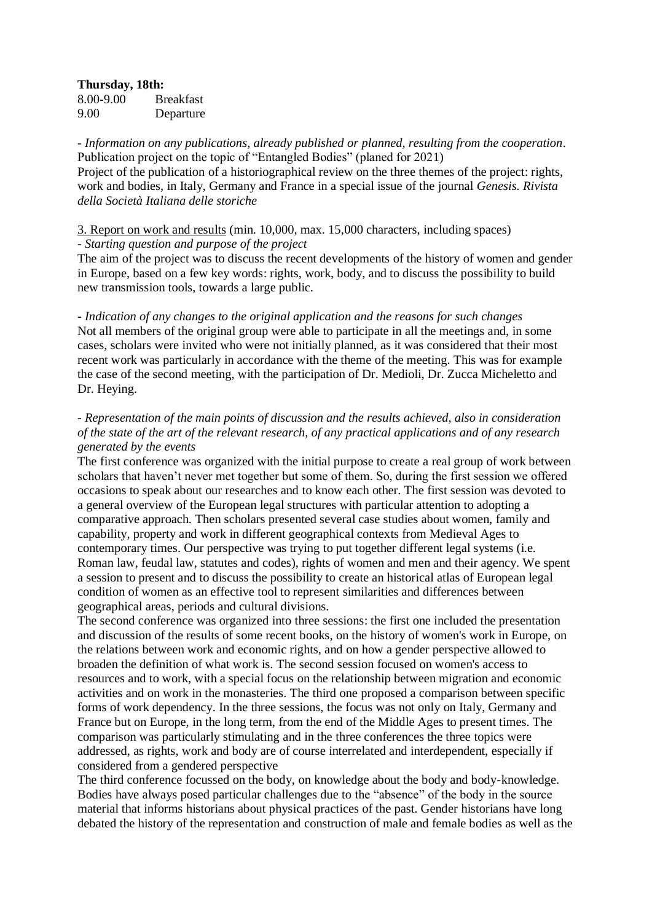**Thursday, 18th:**

8.00-9.00 Breakfast
9.00 Departure

- *Information on any publications, already published or planned, resulting from the cooperation*.
Publication project on the topic of "Entangled Bodies" (planed for 2021)
Project of the publication of a historiographical review on the three themes of the project: rights, work and bodies, in Italy, Germany and France in a special issue of the journal *Genesis. Rivista della Società Italiana delle storiche*

<u>3. Report on work and results</u> (min. 10,000, max. 15,000 characters, including spaces)

- *Starting question and purpose of the project*

The aim of the project was to discuss the recent developments of the history of women and gender in Europe, based on a few key words: rights, work, body, and to discuss the possibility to build new transmission tools, towards a large public.

- *Indication of any changes to the original application and the reasons for such changes*

Not all members of the original group were able to participate in all the meetings and, in some cases, scholars were invited who were not initially planned, as it was considered that their most recent work was particularly in accordance with the theme of the meeting. This was for example the case of the second meeting, with the participation of Dr. Medioli, Dr. Zucca Micheletto and Dr. Heying.

- *Representation of the main points of discussion and the results achieved, also in consideration of the state of the art of the relevant research, of any practical applications and of any research generated by the events*

The first conference was organized with the initial purpose to create a real group of work between scholars that haven't never met together but some of them. So, during the first session we offered occasions to speak about our researches and to know each other. The first session was devoted to a general overview of the European legal structures with particular attention to adopting a comparative approach. Then scholars presented several case studies about women, family and capability, property and work in different geographical contexts from Medieval Ages to contemporary times. Our perspective was trying to put together different legal systems (i.e. Roman law, feudal law, statutes and codes), rights of women and men and their agency. We spent a session to present and to discuss the possibility to create an historical atlas of European legal condition of women as an effective tool to represent similarities and differences between geographical areas, periods and cultural divisions.

The second conference was organized into three sessions: the first one included the presentation and discussion of the results of some recent books, on the history of women's work in Europe, on the relations between work and economic rights, and on how a gender perspective allowed to broaden the definition of what work is. The second session focused on women's access to resources and to work, with a special focus on the relationship between migration and economic activities and on work in the monasteries. The third one proposed a comparison between specific forms of work dependency. In the three sessions, the focus was not only on Italy, Germany and France but on Europe, in the long term, from the end of the Middle Ages to present times. The comparison was particularly stimulating and in the three conferences the three topics were addressed, as rights, work and body are of course interrelated and interdependent, especially if considered from a gendered perspective

The third conference focussed on the body, on knowledge about the body and body-knowledge. Bodies have always posed particular challenges due to the "absence" of the body in the source material that informs historians about physical practices of the past. Gender historians have long debated the history of the representation and construction of male and female bodies as well as the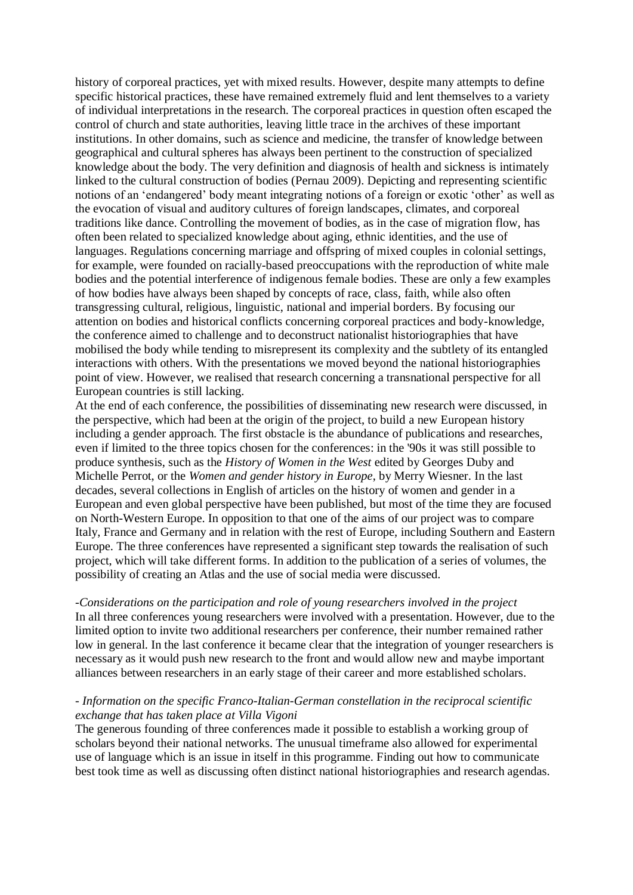history of corporeal practices, yet with mixed results. However, despite many attempts to define specific historical practices, these have remained extremely fluid and lent themselves to a variety of individual interpretations in the research. The corporeal practices in question often escaped the control of church and state authorities, leaving little trace in the archives of these important institutions. In other domains, such as science and medicine, the transfer of knowledge between geographical and cultural spheres has always been pertinent to the construction of specialized knowledge about the body. The very definition and diagnosis of health and sickness is intimately linked to the cultural construction of bodies (Pernau 2009). Depicting and representing scientific notions of an 'endangered' body meant integrating notions of a foreign or exotic 'other' as well as the evocation of visual and auditory cultures of foreign landscapes, climates, and corporeal traditions like dance. Controlling the movement of bodies, as in the case of migration flow, has often been related to specialized knowledge about aging, ethnic identities, and the use of languages. Regulations concerning marriage and offspring of mixed couples in colonial settings, for example, were founded on racially-based preoccupations with the reproduction of white male bodies and the potential interference of indigenous female bodies. These are only a few examples of how bodies have always been shaped by concepts of race, class, faith, while also often transgressing cultural, religious, linguistic, national and imperial borders. By focusing our attention on bodies and historical conflicts concerning corporeal practices and body-knowledge, the conference aimed to challenge and to deconstruct nationalist historiographies that have mobilised the body while tending to misrepresent its complexity and the subtlety of its entangled interactions with others. With the presentations we moved beyond the national historiographies point of view. However, we realised that research concerning a transnational perspective for all European countries is still lacking.

At the end of each conference, the possibilities of disseminating new research were discussed, in the perspective, which had been at the origin of the project, to build a new European history including a gender approach. The first obstacle is the abundance of publications and researches, even if limited to the three topics chosen for the conferences: in the '90s it was still possible to produce synthesis, such as the *History of Women in the West* edited by Georges Duby and Michelle Perrot, or the *Women and gender history in Europe*, by Merry Wiesner. In the last decades, several collections in English of articles on the history of women and gender in a European and even global perspective have been published, but most of the time they are focused on North-Western Europe. In opposition to that one of the aims of our project was to compare Italy, France and Germany and in relation with the rest of Europe, including Southern and Eastern Europe. The three conferences have represented a significant step towards the realisation of such project, which will take different forms. In addition to the publication of a series of volumes, the possibility of creating an Atlas and the use of social media were discussed.

*-Considerations on the participation and role of young researchers involved in the project*

In all three conferences young researchers were involved with a presentation. However, due to the limited option to invite two additional researchers per conference, their number remained rather low in general. In the last conference it became clear that the integration of younger researchers is necessary as it would push new research to the front and would allow new and maybe important alliances between researchers in an early stage of their career and more established scholars.

*- Information on the specific Franco-Italian-German constellation in the reciprocal scientific exchange that has taken place at Villa Vigoni*

The generous founding of three conferences made it possible to establish a working group of scholars beyond their national networks. The unusual timeframe also allowed for experimental use of language which is an issue in itself in this programme. Finding out how to communicate best took time as well as discussing often distinct national historiographies and research agendas.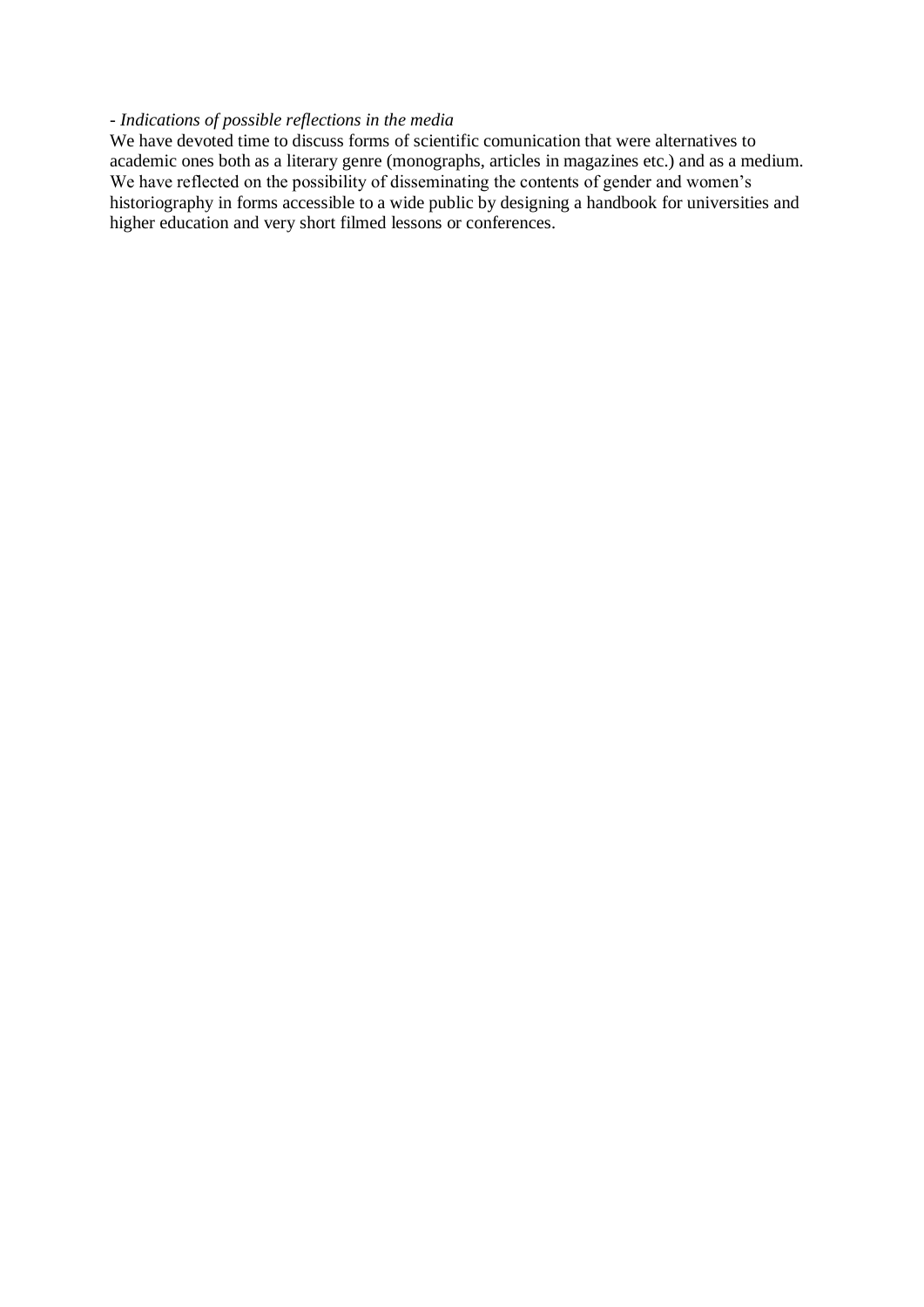- *Indications of possible reflections in the media*

We have devoted time to discuss forms of scientific comunication that were alternatives to academic ones both as a literary genre (monographs, articles in magazines etc.) and as a medium. We have reflected on the possibility of disseminating the contents of gender and women's historiography in forms accessible to a wide public by designing a handbook for universities and higher education and very short filmed lessons or conferences.